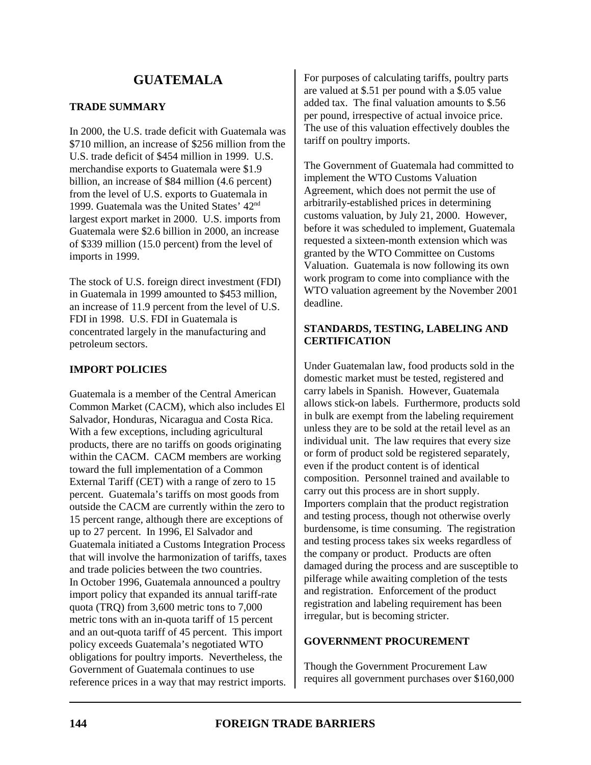# GUATEMALA

## TRADE SUMMARY

In 2000, the U.S. trade deficit with Guatemala was $710 million, an increase of $256 million from the U.S. trade deficit of $454 million in 1999. U.S. merchandise exports to Guatemala were $1.9 billion, an increase of $84 million (4.6 percent) from the level of U.S. exports to Guatemala in 1999. Guatemala was the United States' 42nd largest export market in 2000. U.S. imports from Guatemala were $2.6 billion in 2000, an increase of $339 million (15.0 percent) from the level of imports in 1999.

The stock of U.S. foreign direct investment (FDI) in Guatemala in 1999 amounted to $453 million, an increase of 11.9 percent from the level of U.S. FDI in 1998. U.S. FDI in Guatemala is concentrated largely in the manufacturing and petroleum sectors.

## IMPORT POLICIES

Guatemala is a member of the Central American Common Market (CACM), which also includes El Salvador, Honduras, Nicaragua and Costa Rica. With a few exceptions, including agricultural products, there are no tariffs on goods originating within the CACM. CACM members are working toward the full implementation of a Common External Tariff (CET) with a range of zero to 15 percent. Guatemala's tariffs on most goods from outside the CACM are currently within the zero to 15 percent range, although there are exceptions of up to 27 percent. In 1996, El Salvador and Guatemala initiated a Customs Integration Process that will involve the harmonization of tariffs, taxes and trade policies between the two countries. In October 1996, Guatemala announced a poultry import policy that expanded its annual tariff-rate quota (TRQ) from 3,600 metric tons to 7,000 metric tons with an in-quota tariff of 15 percent and an out-quota tariff of 45 percent. This import policy exceeds Guatemala's negotiated WTO obligations for poultry imports. Nevertheless, the Government of Guatemala continues to use reference prices in a way that may restrict imports. For purposes of calculating tariffs, poultry parts are valued at $.51 per pound with a $.05 value added tax. The final valuation amounts to $.56 per pound, irrespective of actual invoice price. The use of this valuation effectively doubles the tariff on poultry imports.

The Government of Guatemala had committed to implement the WTO Customs Valuation Agreement, which does not permit the use of arbitrarily-established prices in determining customs valuation, by July 21, 2000. However, before it was scheduled to implement, Guatemala requested a sixteen-month extension which was granted by the WTO Committee on Customs Valuation. Guatemala is now following its own work program to come into compliance with the WTO valuation agreement by the November 2001 deadline.

## STANDARDS, TESTING, LABELING AND CERTIFICATION

Under Guatemalan law, food products sold in the domestic market must be tested, registered and carry labels in Spanish. However, Guatemala allows stick-on labels. Furthermore, products sold in bulk are exempt from the labeling requirement unless they are to be sold at the retail level as an individual unit. The law requires that every size or form of product sold be registered separately, even if the product content is of identical composition. Personnel trained and available to carry out this process are in short supply. Importers complain that the product registration and testing process, though not otherwise overly burdensome, is time consuming. The registration and testing process takes six weeks regardless of the company or product. Products are often damaged during the process and are susceptible to pilferage while awaiting completion of the tests and registration. Enforcement of the product registration and labeling requirement has been irregular, but is becoming stricter.

## GOVERNMENT PROCUREMENT

Though the Government Procurement Law requires all government purchases over $160,000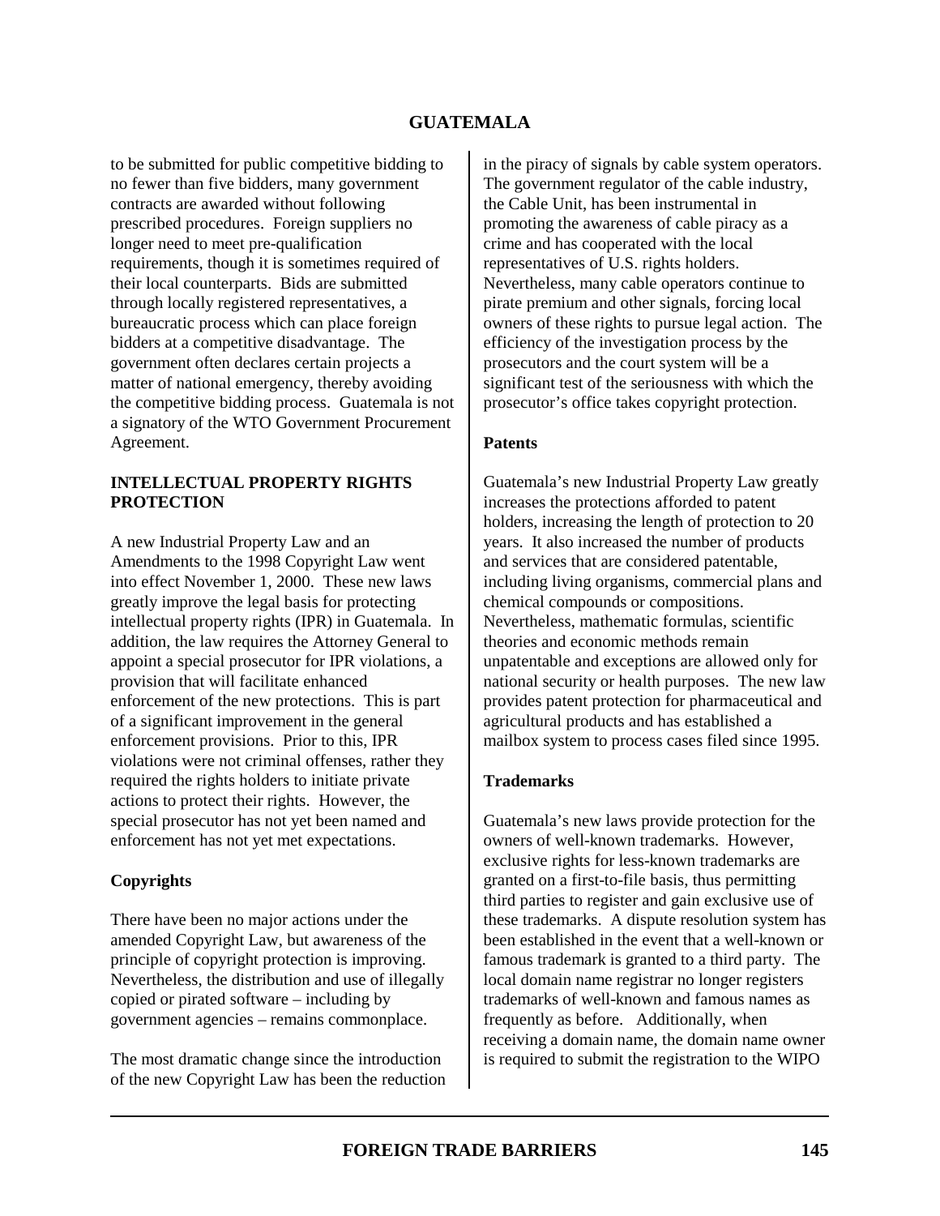to be submitted for public competitive bidding to no fewer than five bidders, many government contracts are awarded without following prescribed procedures. Foreign suppliers no longer need to meet pre-qualification requirements, though it is sometimes required of their local counterparts. Bids are submitted through locally registered representatives, a bureaucratic process which can place foreign bidders at a competitive disadvantage. The government often declares certain projects a matter of national emergency, thereby avoiding the competitive bidding process. Guatemala is not a signatory of the WTO Government Procurement Agreement.

## INTELLECTUAL PROPERTY RIGHTS PROTECTION

A new Industrial Property Law and an Amendments to the 1998 Copyright Law went into effect November 1, 2000. These new laws greatly improve the legal basis for protecting intellectual property rights (IPR) in Guatemala. In addition, the law requires the Attorney General to appoint a special prosecutor for IPR violations, a provision that will facilitate enhanced enforcement of the new protections. This is part of a significant improvement in the general enforcement provisions. Prior to this, IPR violations were not criminal offenses, rather they required the rights holders to initiate private actions to protect their rights. However, the special prosecutor has not yet been named and enforcement has not yet met expectations.

### Copyrights

There have been no major actions under the amended Copyright Law, but awareness of the principle of copyright protection is improving. Nevertheless, the distribution and use of illegally copied or pirated software – including by government agencies – remains commonplace.

The most dramatic change since the introduction of the new Copyright Law has been the reduction in the piracy of signals by cable system operators. The government regulator of the cable industry, the Cable Unit, has been instrumental in promoting the awareness of cable piracy as a crime and has cooperated with the local representatives of U.S. rights holders. Nevertheless, many cable operators continue to pirate premium and other signals, forcing local owners of these rights to pursue legal action. The efficiency of the investigation process by the prosecutors and the court system will be a significant test of the seriousness with which the prosecutor's office takes copyright protection.

### Patents

Guatemala's new Industrial Property Law greatly increases the protections afforded to patent holders, increasing the length of protection to 20 years. It also increased the number of products and services that are considered patentable, including living organisms, commercial plans and chemical compounds or compositions. Nevertheless, mathematic formulas, scientific theories and economic methods remain unpatentable and exceptions are allowed only for national security or health purposes. The new law provides patent protection for pharmaceutical and agricultural products and has established a mailbox system to process cases filed since 1995.

### Trademarks

Guatemala's new laws provide protection for the owners of well-known trademarks. However, exclusive rights for less-known trademarks are granted on a first-to-file basis, thus permitting third parties to register and gain exclusive use of these trademarks. A dispute resolution system has been established in the event that a well-known or famous trademark is granted to a third party. The local domain name registrar no longer registers trademarks of well-known and famous names as frequently as before. Additionally, when receiving a domain name, the domain name owner is required to submit the registration to the WIPO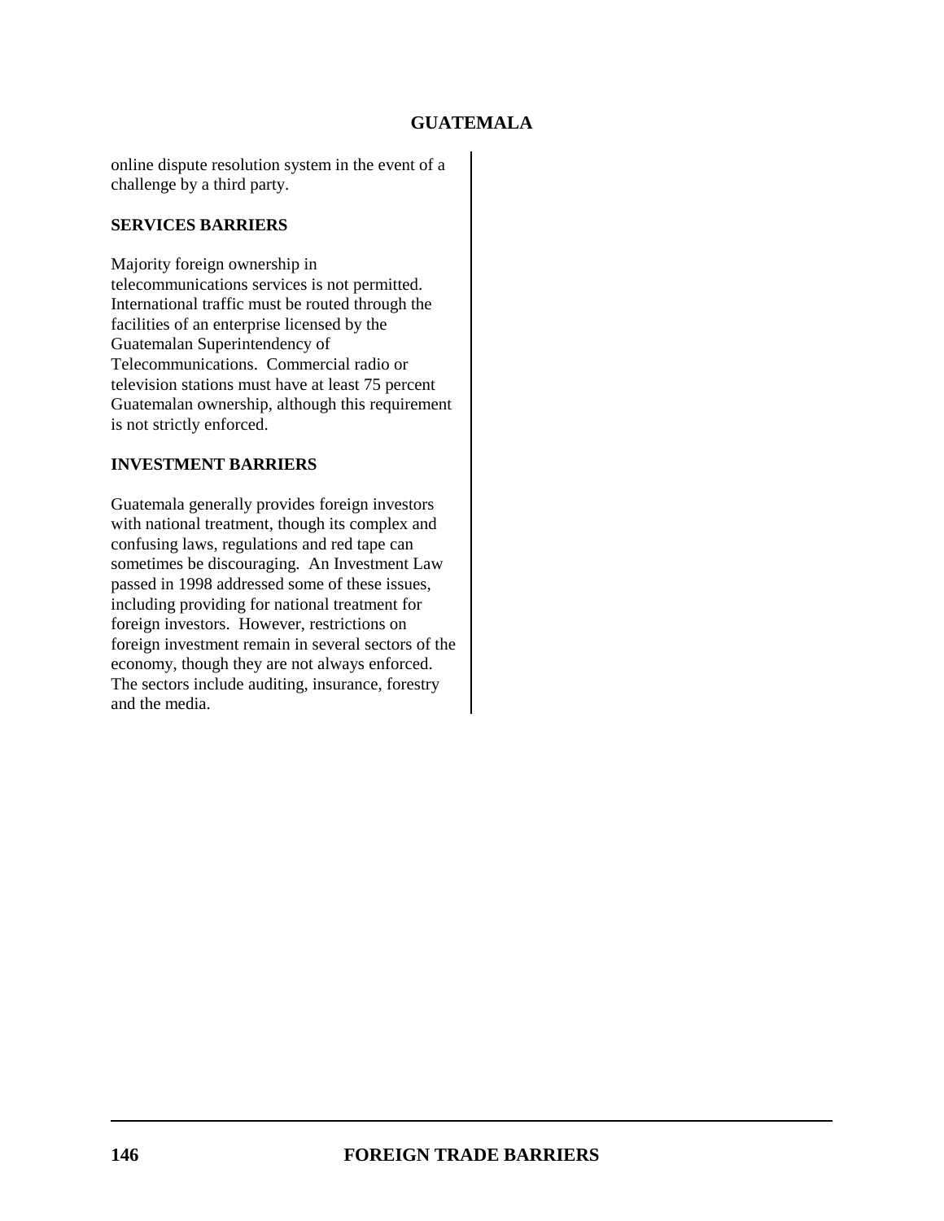online dispute resolution system in the event of a challenge by a third party.

## SERVICES BARRIERS

Majority foreign ownership in telecommunications services is not permitted. International traffic must be routed through the facilities of an enterprise licensed by the Guatemalan Superintendency of Telecommunications. Commercial radio or television stations must have at least 75 percent Guatemalan ownership, although this requirement is not strictly enforced.

## INVESTMENT BARRIERS

Guatemala generally provides foreign investors with national treatment, though its complex and confusing laws, regulations and red tape can sometimes be discouraging. An Investment Law passed in 1998 addressed some of these issues, including providing for national treatment for foreign investors. However, restrictions on foreign investment remain in several sectors of the economy, though they are not always enforced. The sectors include auditing, insurance, forestry and the media.